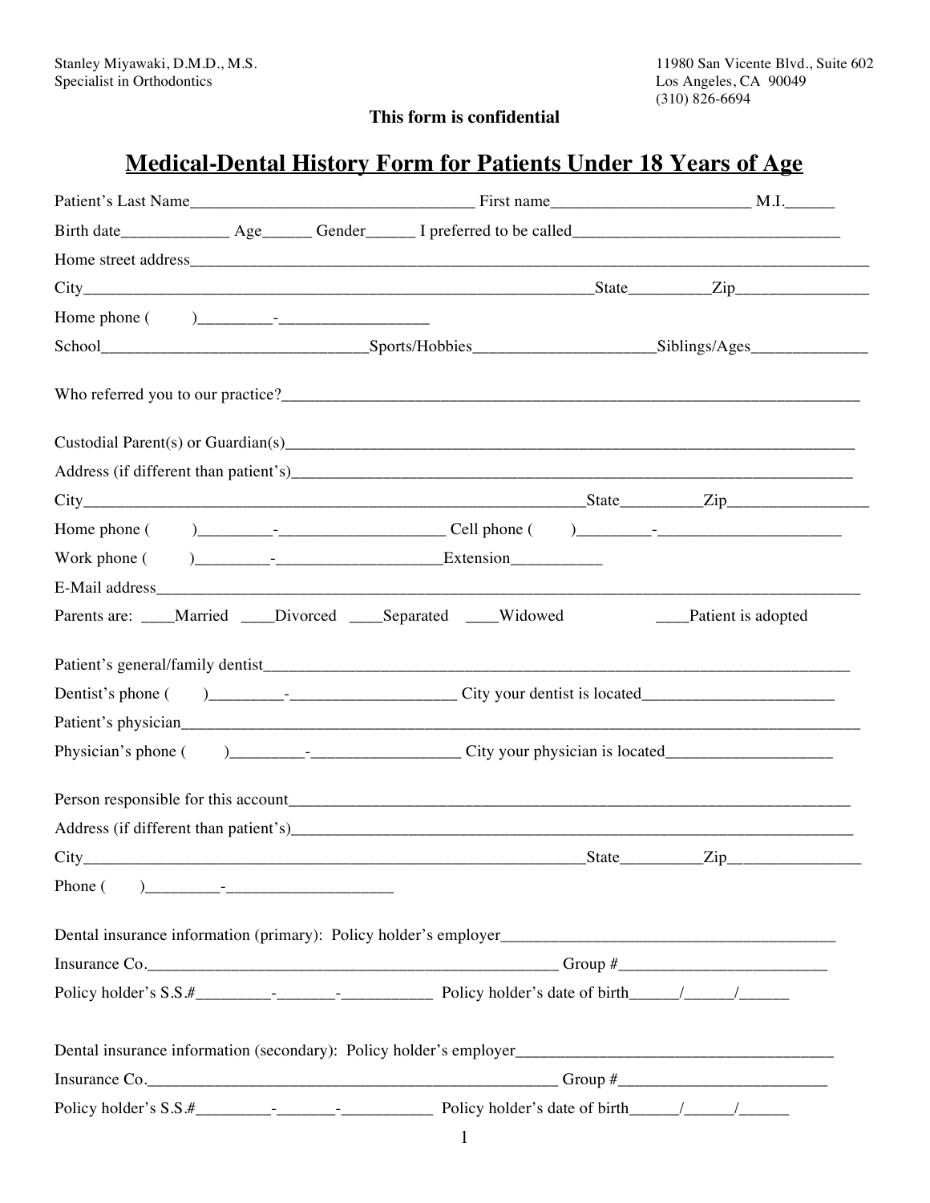Stanley Miyawaki, D.M.D., M.S.
Specialist in Orthodontics

11980 San Vicente Blvd., Suite 602
Los Angeles, CA 90049
(310) 826-6694

**This form is confidential**

# Medical-Dental History Form for Patients Under 18 Years of Age

Patient's Last Name__________________________________ First name________________________ M.I.______

Birth date_____________ Age______ Gender______ I preferred to be called________________________________

Home street address___________________________________________________________________________________

City_______________________________________________________________State__________Zip________________

Home phone (        )_________-__________________

School________________________________Sports/Hobbies______________________Siblings/Ages______________

Who referred you to our practice?_____________________________________________________________________

Custodial Parent(s) or Guardian(s)_____________________________________________________________________

Address (if different than patient's)___________________________________________________________________

City_______________________________________________________________State__________Zip_________________

Home phone (        )_________-____________________ Cell phone (        )_________-______________________

Work phone (        )_________-____________________Extension___________

E-Mail address_____________________________________________________________________________________

Parents are: ____Married ____Divorced ____Separated ____Widowed ____Patient is adopted

Patient's general/family dentist_________________________________________________________________________

Dentist's phone (        )_________-____________________ City your dentist is located_______________________

Patient's physician__________________________________________________________________________________

Physician's phone (        )_________-__________________ City your physician is located____________________

Person responsible for this account_____________________________________________________________________

Address (if different than patient's)___________________________________________________________________

City_______________________________________________________________State__________Zip________________

Phone (        )_________-____________________

Dental insurance information (primary): Policy holder's employer__________________________________________

Insurance Co.____________________________________________________ Group #_________________________

Policy holder's S.S.#_________-_______-___________ Policy holder's date of birth______/______/______

Dental insurance information (secondary): Policy holder's employer________________________________________

Insurance Co.____________________________________________________ Group #_________________________

Policy holder's S.S.#_________-_______-___________ Policy holder's date of birth______/______/______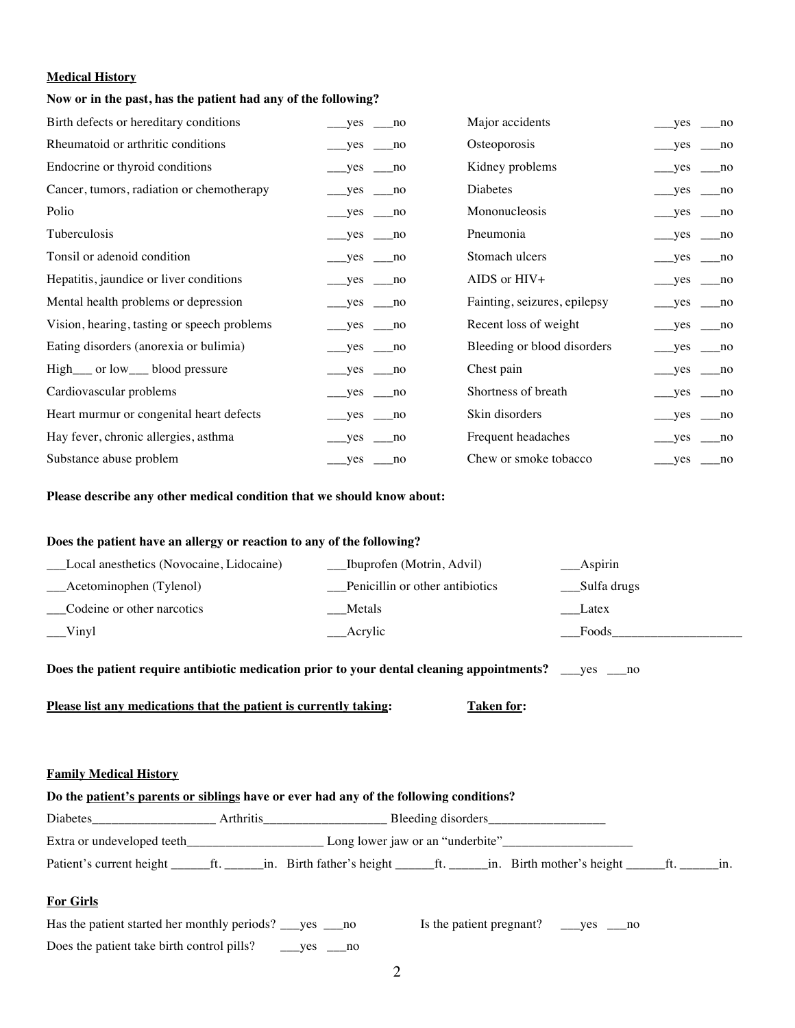**Medical History**

**Now or in the past, has the patient had any of the following?**

| | | | |
|---|---|---|---|
| Birth defects or hereditary conditions | ___yes ___no | Major accidents | ___yes ___no |
| Rheumatoid or arthritic conditions | ___yes ___no | Osteoporosis | ___yes ___no |
| Endocrine or thyroid conditions | ___yes ___no | Kidney problems | ___yes ___no |
| Cancer, tumors, radiation or chemotherapy | ___yes ___no | Diabetes | ___yes ___no |
| Polio | ___yes ___no | Mononucleosis | ___yes ___no |
| Tuberculosis | ___yes ___no | Pneumonia | ___yes ___no |
| Tonsil or adenoid condition | ___yes ___no | Stomach ulcers | ___yes ___no |
| Hepatitis, jaundice or liver conditions | ___yes ___no | AIDS or HIV+ | ___yes ___no |
| Mental health problems or depression | ___yes ___no | Fainting, seizures, epilepsy | ___yes ___no |
| Vision, hearing, tasting or speech problems | ___yes ___no | Recent loss of weight | ___yes ___no |
| Eating disorders (anorexia or bulimia) | ___yes ___no | Bleeding or blood disorders | ___yes ___no |
| High___ or low___ blood pressure | ___yes ___no | Chest pain | ___yes ___no |
| Cardiovascular problems | ___yes ___no | Shortness of breath | ___yes ___no |
| Heart murmur or congenital heart defects | ___yes ___no | Skin disorders | ___yes ___no |
| Hay fever, chronic allergies, asthma | ___yes ___no | Frequent headaches | ___yes ___no |
| Substance abuse problem | ___yes ___no | Chew or smoke tobacco | ___yes ___no |

**Please describe any other medical condition that we should know about:**

**Does the patient have an allergy or reaction to any of the following?**

| | | |
|---|---|---|
| ___Local anesthetics (Novocaine, Lidocaine) | ___Ibuprofen (Motrin, Advil) | ___Aspirin |
| ___Acetominophen (Tylenol) | ___Penicillin or other antibiotics | ___Sulfa drugs |
| ___Codeine or other narcotics | ___Metals | ___Latex |
| ___Vinyl | ___Acrylic | ___Foods___________________ |

**Does the patient require antibiotic medication prior to your dental cleaning appointments?** ___yes ___no

**Please list any medications that the patient is currently taking:** **Taken for:**

**Family Medical History**

**Do the patient's parents or siblings have or ever had any of the following conditions?**

Diabetes__________________ Arthritis__________________ Bleeding disorders_________________

Extra or undeveloped teeth_____________________ Long lower jaw or an "underbite"____________________

Patient's current height ______ft. ______in. Birth father's height ______ft. ______in. Birth mother's height ______ft. ______in.

**For Girls**

Has the patient started her monthly periods? ___yes ___no Is the patient pregnant? ___yes ___no

Does the patient take birth control pills? ___yes ___no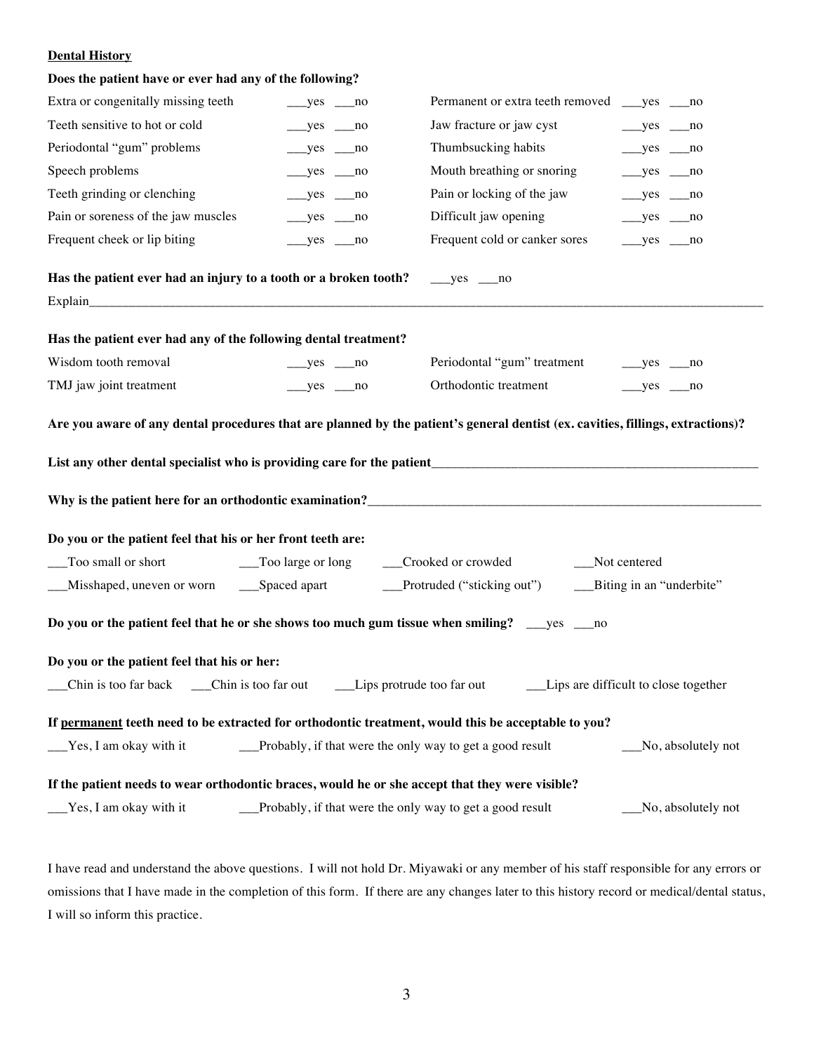**Dental History**

**Does the patient have or ever had any of the following?**

| | | | |
|---|---|---|---|
| Extra or congenitally missing teeth | ___yes ___no | Permanent or extra teeth removed | ___yes ___no |
| Teeth sensitive to hot or cold | ___yes ___no | Jaw fracture or jaw cyst | ___yes ___no |
| Periodontal "gum" problems | ___yes ___no | Thumbsucking habits | ___yes ___no |
| Speech problems | ___yes ___no | Mouth breathing or snoring | ___yes ___no |
| Teeth grinding or clenching | ___yes ___no | Pain or locking of the jaw | ___yes ___no |
| Pain or soreness of the jaw muscles | ___yes ___no | Difficult jaw opening | ___yes ___no |
| Frequent cheek or lip biting | ___yes ___no | Frequent cold or canker sores | ___yes ___no |

**Has the patient ever had an injury to a tooth or a broken tooth?** ___yes ___no

Explain___________________________________________________________________________________

**Has the patient ever had any of the following dental treatment?**

| | | | |
|---|---|---|---|
| Wisdom tooth removal | ___yes ___no | Periodontal "gum" treatment | ___yes ___no |
| TMJ jaw joint treatment | ___yes ___no | Orthodontic treatment | ___yes ___no |

**Are you aware of any dental procedures that are planned by the patient's general dentist (ex. cavities, fillings, extractions)?**

**List any other dental specialist who is providing care for the patient**_________________________________________

**Why is the patient here for an orthodontic examination?**_________________________________________________

**Do you or the patient feel that his or her front teeth are:**

___Too small or short ___Too large or long ___Crooked or crowded ___Not centered

___Misshaped, uneven or worn ___Spaced apart ___Protruded ("sticking out") ___Biting in an "underbite"

**Do you or the patient feel that he or she shows too much gum tissue when smiling?** ___yes ___no

**Do you or the patient feel that his or her:**

___Chin is too far back ___Chin is too far out ___Lips protrude too far out ___Lips are difficult to close together

**If <u>permanent</u> teeth need to be extracted for orthodontic treatment, would this be acceptable to you?**

___Yes, I am okay with it ___Probably, if that were the only way to get a good result ___No, absolutely not

**If the patient needs to wear orthodontic braces, would he or she accept that they were visible?**

___Yes, I am okay with it ___Probably, if that were the only way to get a good result ___No, absolutely not

I have read and understand the above questions. I will not hold Dr. Miyawaki or any member of his staff responsible for any errors or omissions that I have made in the completion of this form. If there are any changes later to this history record or medical/dental status, I will so inform this practice.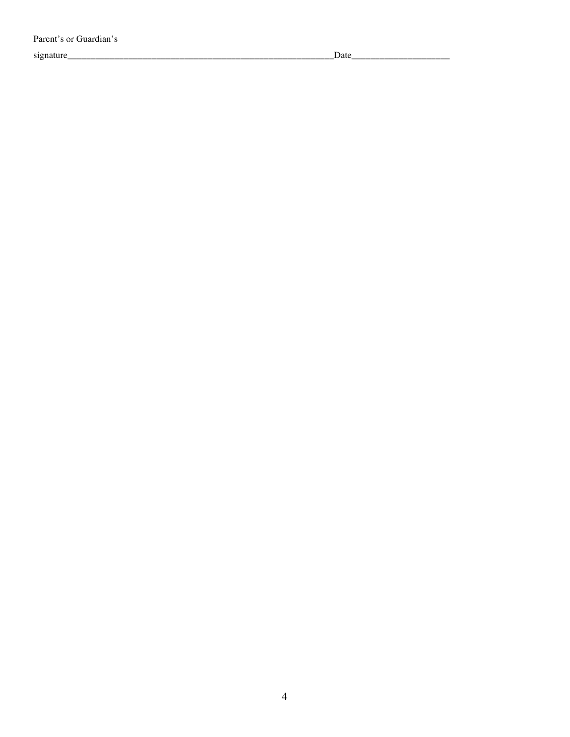Parent's or Guardian's

signature_______________________________________________________________Date_______________________